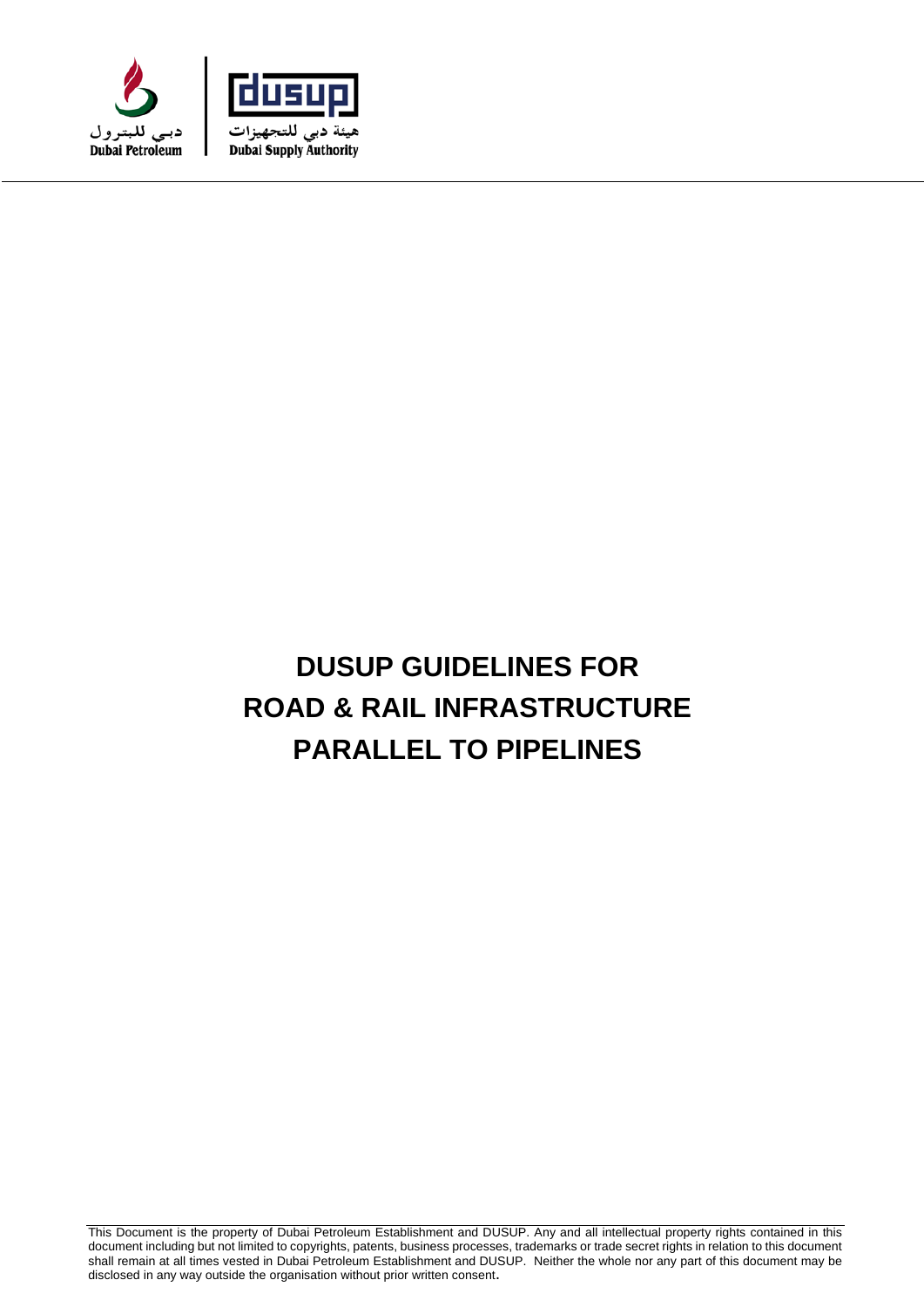دبي للبترول
Dubai Petroleum

dusup
هيئة دبي للتجهيزات
Dubai Supply Authority

# DUSUP GUIDELINES FOR ROAD & RAIL INFRASTRUCTURE PARALLEL TO PIPELINES

This Document is the property of Dubai Petroleum Establishment and DUSUP. Any and all intellectual property rights contained in this document including but not limited to copyrights, patents, business processes, trademarks or trade secret rights in relation to this document shall remain at all times vested in Dubai Petroleum Establishment and DUSUP. Neither the whole nor any part of this document may be disclosed in any way outside the organisation without prior written consent.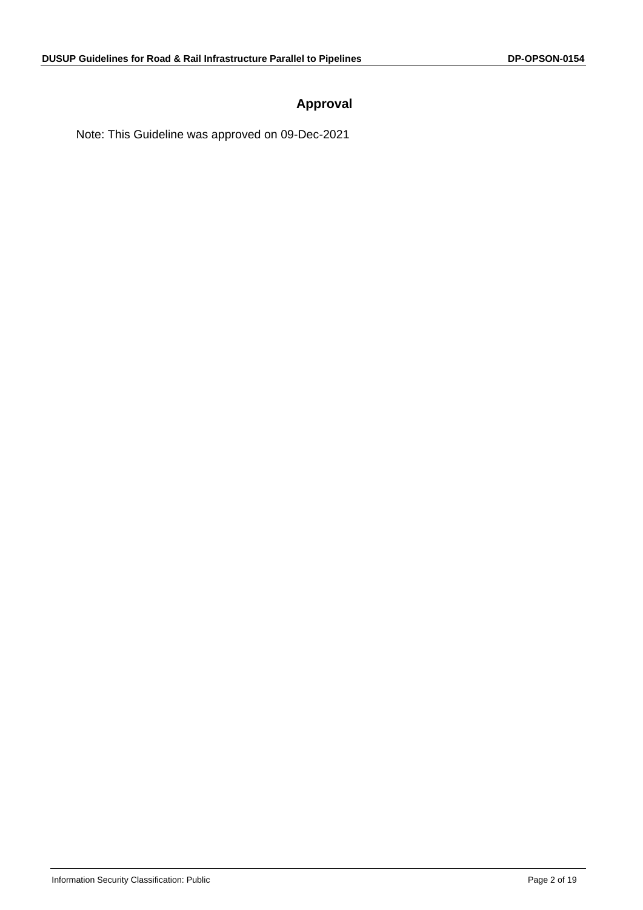# Approval

Note: This Guideline was approved on 09-Dec-2021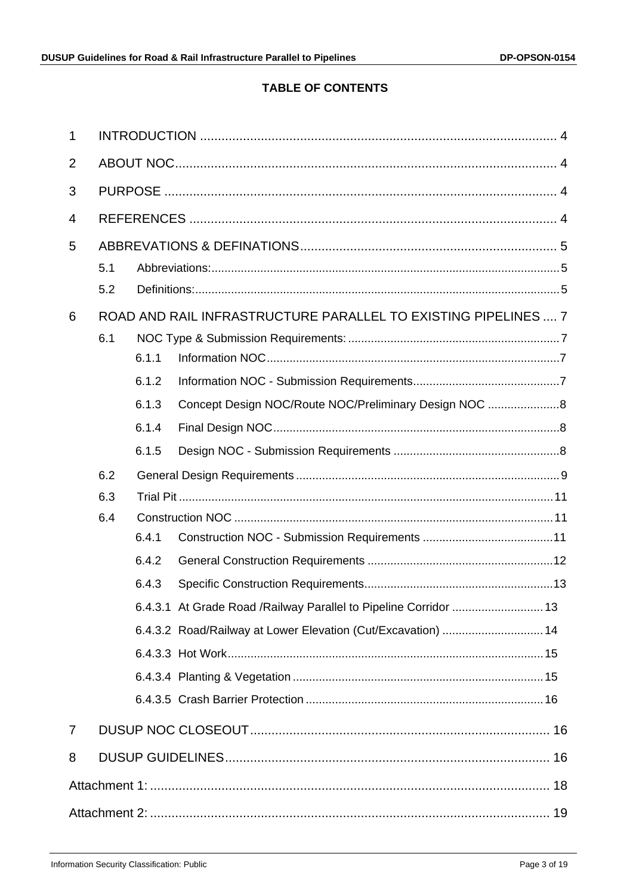**TABLE OF CONTENTS**

1 INTRODUCTION .................................................................................................... 4

2 ABOUT NOC........................................................................................................... 4

3 PURPOSE .............................................................................................................. 4

4 REFERENCES ....................................................................................................... 4

5 ABBREVATIONS & DEFINATIONS........................................................................ 5

- 5.1 Abbreviations:........................................................................................................... 5
- 5.2 Definitions:................................................................................................................ 5

6 ROAD AND RAIL INFRASTRUCTURE PARALLEL TO EXISTING PIPELINES .... 7

- 6.1 NOC Type & Submission Requirements: ................................................................. 7
  - 6.1.1 Information NOC......................................................................................... 7
  - 6.1.2 Information NOC - Submission Requirements............................................. 7
  - 6.1.3 Concept Design NOC/Route NOC/Preliminary Design NOC ...................... 8
  - 6.1.4 Final Design NOC....................................................................................... 8
  - 6.1.5 Design NOC - Submission Requirements ................................................... 8
- 6.2 General Design Requirements ................................................................................. 9
- 6.3 Trial Pit ................................................................................................................... 11
- 6.4 Construction NOC .................................................................................................. 11
  - 6.4.1 Construction NOC - Submission Requirements ........................................ 11
  - 6.4.2 General Construction Requirements ......................................................... 12
  - 6.4.3 Specific Construction Requirements.......................................................... 13
    - 6.4.3.1 At Grade Road /Railway Parallel to Pipeline Corridor ............................ 13
    - 6.4.3.2 Road/Railway at Lower Elevation (Cut/Excavation) ............................... 14
    - 6.4.3.3 Hot Work................................................................................................ 15
    - 6.4.3.4 Planting & Vegetation ............................................................................ 15
    - 6.4.3.5 Crash Barrier Protection ........................................................................ 16

7 DUSUP NOC CLOSEOUT.................................................................................... 16

8 DUSUP GUIDELINES........................................................................................... 16

Attachment 1: ................................................................................................................ 18

Attachment 2: ................................................................................................................ 19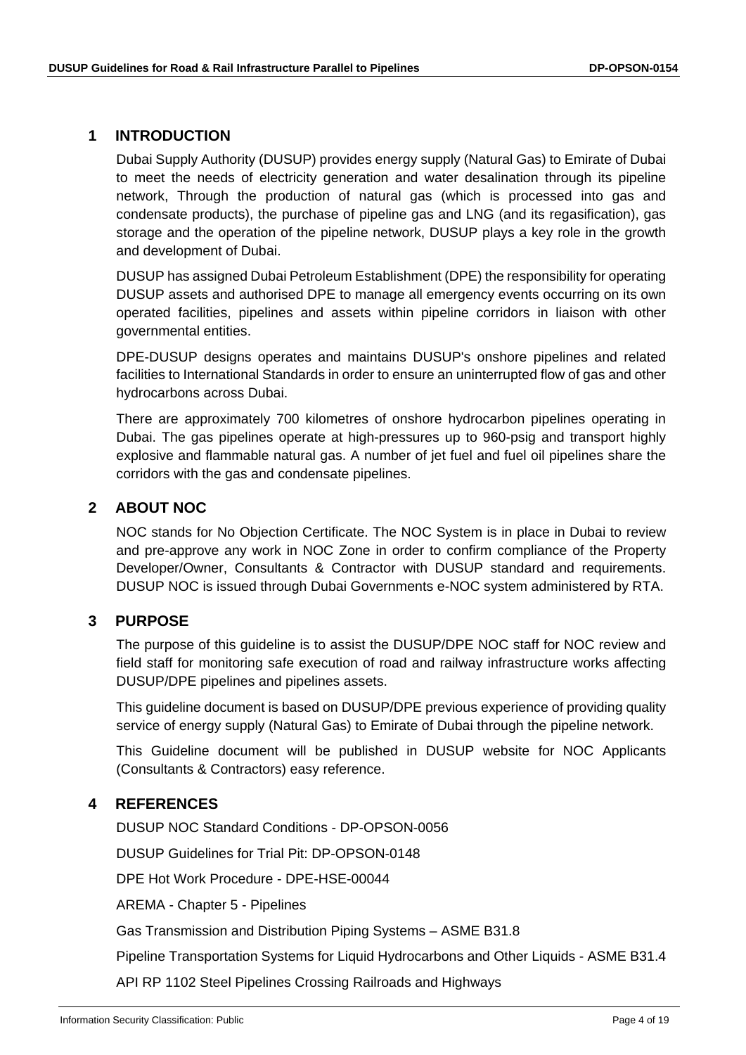## 1 INTRODUCTION

Dubai Supply Authority (DUSUP) provides energy supply (Natural Gas) to Emirate of Dubai to meet the needs of electricity generation and water desalination through its pipeline network, Through the production of natural gas (which is processed into gas and condensate products), the purchase of pipeline gas and LNG (and its regasification), gas storage and the operation of the pipeline network, DUSUP plays a key role in the growth and development of Dubai.

DUSUP has assigned Dubai Petroleum Establishment (DPE) the responsibility for operating DUSUP assets and authorised DPE to manage all emergency events occurring on its own operated facilities, pipelines and assets within pipeline corridors in liaison with other governmental entities.

DPE-DUSUP designs operates and maintains DUSUP's onshore pipelines and related facilities to International Standards in order to ensure an uninterrupted flow of gas and other hydrocarbons across Dubai.

There are approximately 700 kilometres of onshore hydrocarbon pipelines operating in Dubai. The gas pipelines operate at high-pressures up to 960-psig and transport highly explosive and flammable natural gas. A number of jet fuel and fuel oil pipelines share the corridors with the gas and condensate pipelines.

## 2 ABOUT NOC

NOC stands for No Objection Certificate. The NOC System is in place in Dubai to review and pre-approve any work in NOC Zone in order to confirm compliance of the Property Developer/Owner, Consultants & Contractor with DUSUP standard and requirements. DUSUP NOC is issued through Dubai Governments e-NOC system administered by RTA.

## 3 PURPOSE

The purpose of this guideline is to assist the DUSUP/DPE NOC staff for NOC review and field staff for monitoring safe execution of road and railway infrastructure works affecting DUSUP/DPE pipelines and pipelines assets.

This guideline document is based on DUSUP/DPE previous experience of providing quality service of energy supply (Natural Gas) to Emirate of Dubai through the pipeline network.

This Guideline document will be published in DUSUP website for NOC Applicants (Consultants & Contractors) easy reference.

## 4 REFERENCES

DUSUP NOC Standard Conditions - DP-OPSON-0056

DUSUP Guidelines for Trial Pit: DP-OPSON-0148

DPE Hot Work Procedure - DPE-HSE-00044

AREMA - Chapter 5 - Pipelines

Gas Transmission and Distribution Piping Systems – ASME B31.8

Pipeline Transportation Systems for Liquid Hydrocarbons and Other Liquids - ASME B31.4

API RP 1102 Steel Pipelines Crossing Railroads and Highways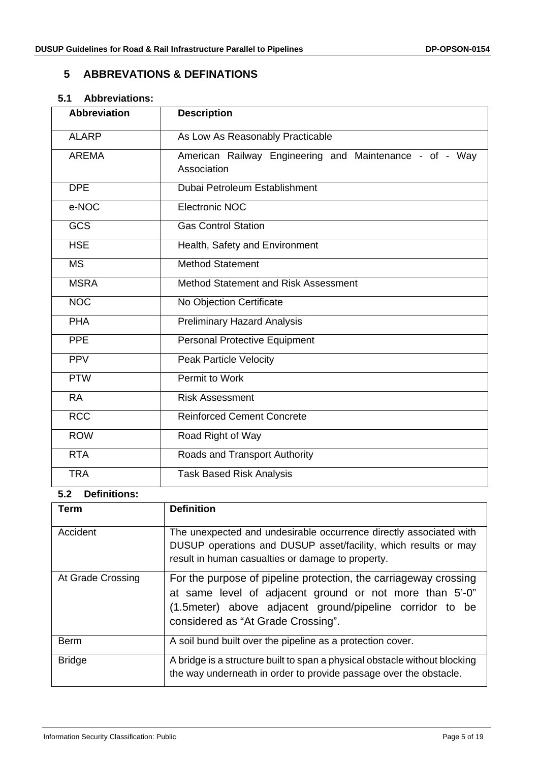## 5 ABBREVATIONS & DEFINATIONS

### 5.1 Abbreviations:

| Abbreviation | Description |
|---|---|
| ALARP | As Low As Reasonably Practicable |
| AREMA | American Railway Engineering and Maintenance - of - Way Association |
| DPE | Dubai Petroleum Establishment |
| e-NOC | Electronic NOC |
| GCS | Gas Control Station |
| HSE | Health, Safety and Environment |
| MS | Method Statement |
| MSRA | Method Statement and Risk Assessment |
| NOC | No Objection Certificate |
| PHA | Preliminary Hazard Analysis |
| PPE | Personal Protective Equipment |
| PPV | Peak Particle Velocity |
| PTW | Permit to Work |
| RA | Risk Assessment |
| RCC | Reinforced Cement Concrete |
| ROW | Road Right of Way |
| RTA | Roads and Transport Authority |
| TRA | Task Based Risk Analysis |

### 5.2 Definitions:

| Term | Definition |
|---|---|
| Accident | The unexpected and undesirable occurrence directly associated with DUSUP operations and DUSUP asset/facility, which results or may result in human casualties or damage to property. |
| At Grade Crossing | For the purpose of pipeline protection, the carriageway crossing at same level of adjacent ground or not more than 5'-0" (1.5meter) above adjacent ground/pipeline corridor to be considered as "At Grade Crossing". |
| Berm | A soil bund built over the pipeline as a protection cover. |
| Bridge | A bridge is a structure built to span a physical obstacle without blocking the way underneath in order to provide passage over the obstacle. |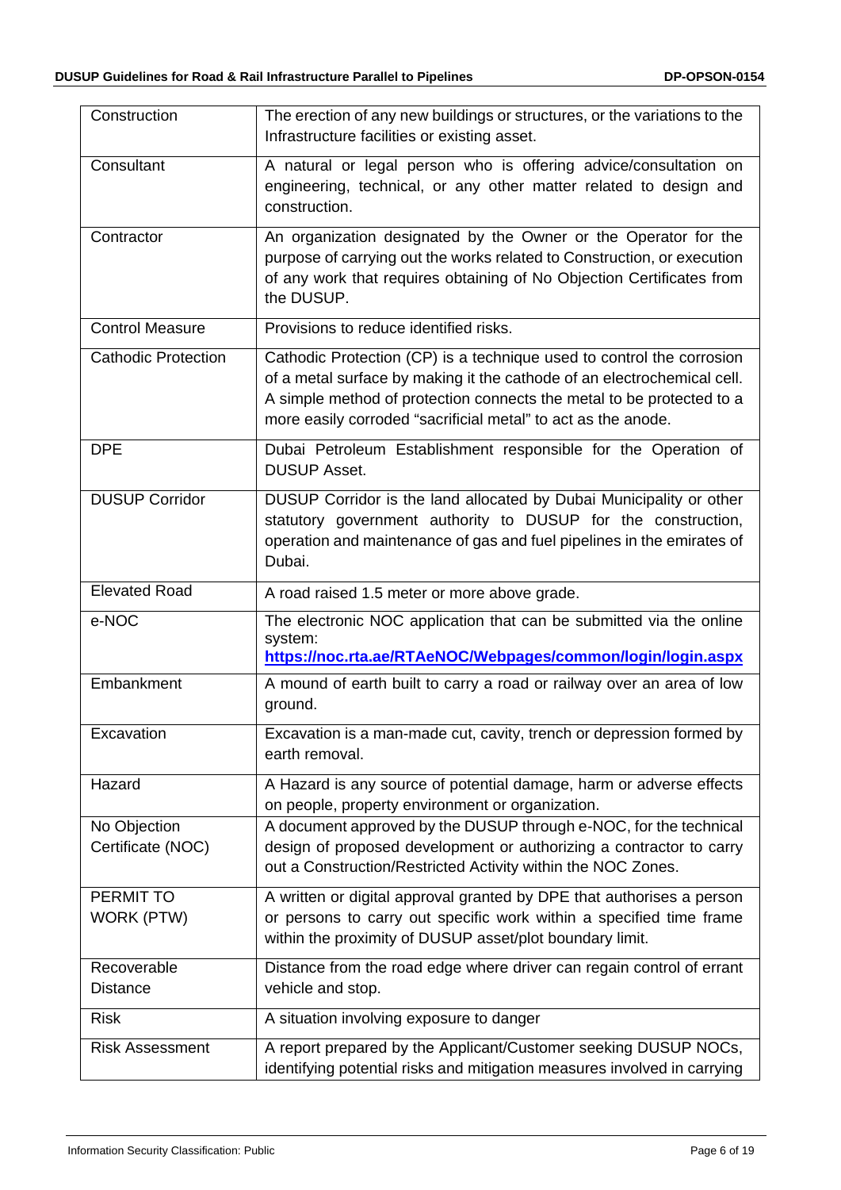| Construction | The erection of any new buildings or structures, or the variations to the Infrastructure facilities or existing asset. |
|---|---|
| Consultant | A natural or legal person who is offering advice/consultation on engineering, technical, or any other matter related to design and construction. |
| Contractor | An organization designated by the Owner or the Operator for the purpose of carrying out the works related to Construction, or execution of any work that requires obtaining of No Objection Certificates from the DUSUP. |
| Control Measure | Provisions to reduce identified risks. |
| Cathodic Protection | Cathodic Protection (CP) is a technique used to control the corrosion of a metal surface by making it the cathode of an electrochemical cell. A simple method of protection connects the metal to be protected to a more easily corroded "sacrificial metal" to act as the anode. |
| DPE | Dubai Petroleum Establishment responsible for the Operation of DUSUP Asset. |
| DUSUP Corridor | DUSUP Corridor is the land allocated by Dubai Municipality or other statutory government authority to DUSUP for the construction, operation and maintenance of gas and fuel pipelines in the emirates of Dubai. |
| Elevated Road | A road raised 1.5 meter or more above grade. |
| e-NOC | The electronic NOC application that can be submitted via the online system: **https://noc.rta.ae/RTAeNOC/Webpages/common/login/login.aspx** |
| Embankment | A mound of earth built to carry a road or railway over an area of low ground. |
| Excavation | Excavation is a man-made cut, cavity, trench or depression formed by earth removal. |
| Hazard | A Hazard is any source of potential damage, harm or adverse effects on people, property environment or organization. |
| No Objection Certificate (NOC) | A document approved by the DUSUP through e-NOC, for the technical design of proposed development or authorizing a contractor to carry out a Construction/Restricted Activity within the NOC Zones. |
| PERMIT TO WORK (PTW) | A written or digital approval granted by DPE that authorises a person or persons to carry out specific work within a specified time frame within the proximity of DUSUP asset/plot boundary limit. |
| Recoverable Distance | Distance from the road edge where driver can regain control of errant vehicle and stop. |
| Risk | A situation involving exposure to danger |
| Risk Assessment | A report prepared by the Applicant/Customer seeking DUSUP NOCs, identifying potential risks and mitigation measures involved in carrying |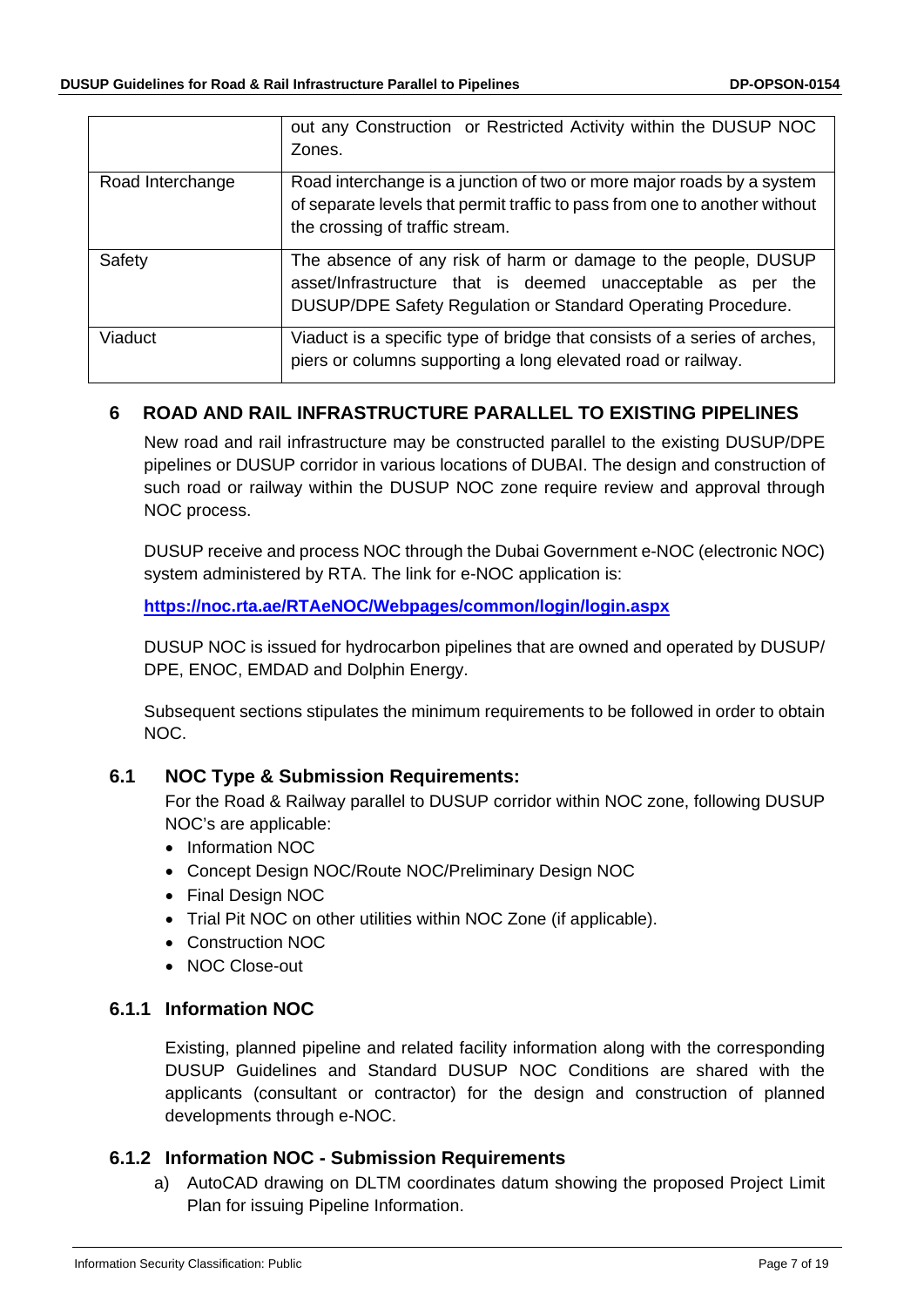|  |  |
|---|---|
|  | out any Construction or Restricted Activity within the DUSUP NOC Zones. |
| Road Interchange | Road interchange is a junction of two or more major roads by a system of separate levels that permit traffic to pass from one to another without the crossing of traffic stream. |
| Safety | The absence of any risk of harm or damage to the people, DUSUP asset/Infrastructure that is deemed unacceptable as per the DUSUP/DPE Safety Regulation or Standard Operating Procedure. |
| Viaduct | Viaduct is a specific type of bridge that consists of a series of arches, piers or columns supporting a long elevated road or railway. |

# 6 ROAD AND RAIL INFRASTRUCTURE PARALLEL TO EXISTING PIPELINES

New road and rail infrastructure may be constructed parallel to the existing DUSUP/DPE pipelines or DUSUP corridor in various locations of DUBAI. The design and construction of such road or railway within the DUSUP NOC zone require review and approval through NOC process.

DUSUP receive and process NOC through the Dubai Government e-NOC (electronic NOC) system administered by RTA. The link for e-NOC application is:

**https://noc.rta.ae/RTAeNOC/Webpages/common/login/login.aspx**

DUSUP NOC is issued for hydrocarbon pipelines that are owned and operated by DUSUP/ DPE, ENOC, EMDAD and Dolphin Energy.

Subsequent sections stipulates the minimum requirements to be followed in order to obtain NOC.

## 6.1 NOC Type & Submission Requirements:

For the Road & Railway parallel to DUSUP corridor within NOC zone, following DUSUP NOC's are applicable:

- Information NOC
- Concept Design NOC/Route NOC/Preliminary Design NOC
- Final Design NOC
- Trial Pit NOC on other utilities within NOC Zone (if applicable).
- Construction NOC
- NOC Close-out

### 6.1.1 Information NOC

Existing, planned pipeline and related facility information along with the corresponding DUSUP Guidelines and Standard DUSUP NOC Conditions are shared with the applicants (consultant or contractor) for the design and construction of planned developments through e-NOC.

### 6.1.2 Information NOC - Submission Requirements

a) AutoCAD drawing on DLTM coordinates datum showing the proposed Project Limit Plan for issuing Pipeline Information.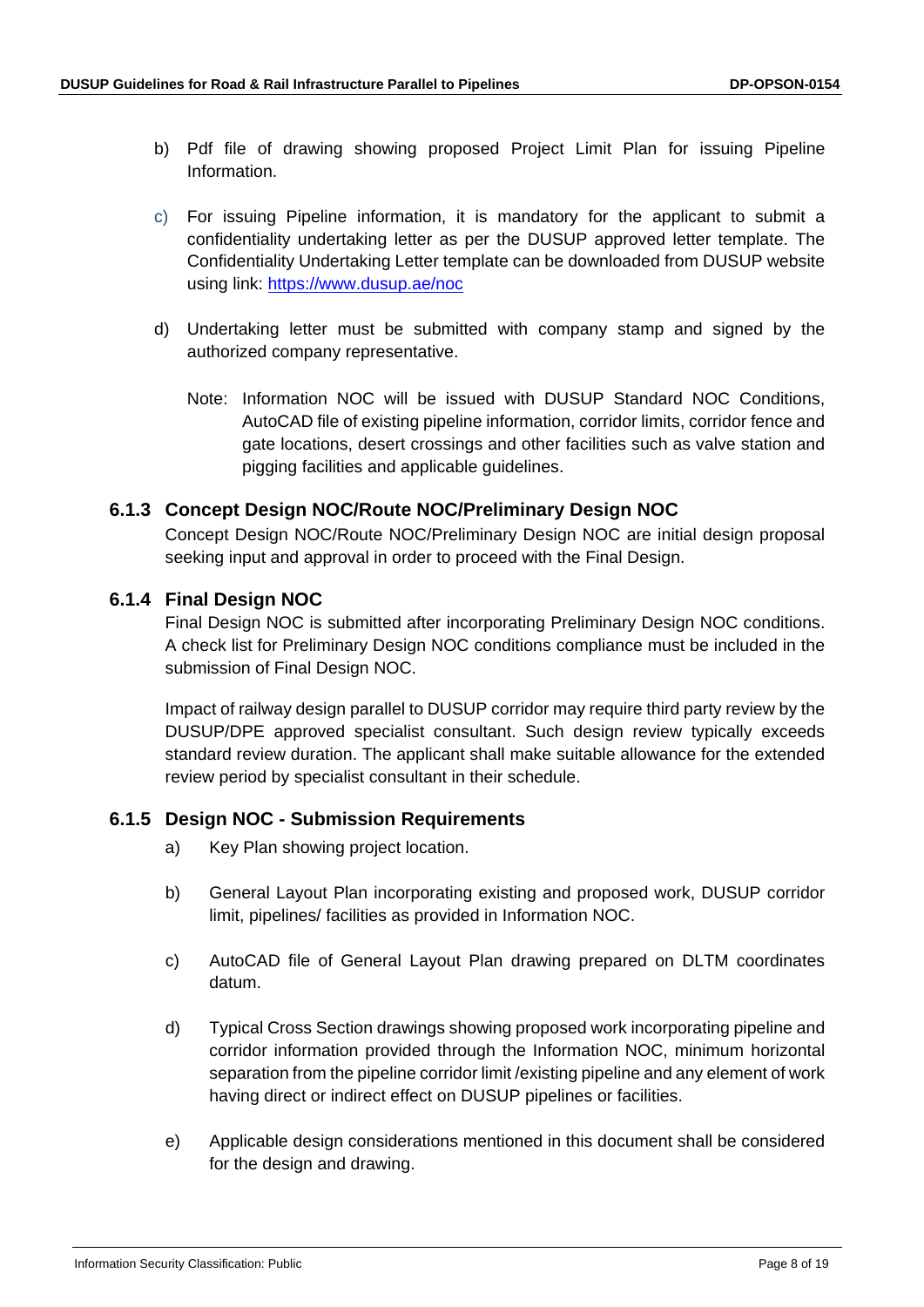b) Pdf file of drawing showing proposed Project Limit Plan for issuing Pipeline Information.

c) For issuing Pipeline information, it is mandatory for the applicant to submit a confidentiality undertaking letter as per the DUSUP approved letter template. The Confidentiality Undertaking Letter template can be downloaded from DUSUP website using link: https://www.dusup.ae/noc

d) Undertaking letter must be submitted with company stamp and signed by the authorized company representative.

Note: Information NOC will be issued with DUSUP Standard NOC Conditions, AutoCAD file of existing pipeline information, corridor limits, corridor fence and gate locations, desert crossings and other facilities such as valve station and pigging facilities and applicable guidelines.

### 6.1.3 Concept Design NOC/Route NOC/Preliminary Design NOC

Concept Design NOC/Route NOC/Preliminary Design NOC are initial design proposal seeking input and approval in order to proceed with the Final Design.

### 6.1.4 Final Design NOC

Final Design NOC is submitted after incorporating Preliminary Design NOC conditions. A check list for Preliminary Design NOC conditions compliance must be included in the submission of Final Design NOC.

Impact of railway design parallel to DUSUP corridor may require third party review by the DUSUP/DPE approved specialist consultant. Such design review typically exceeds standard review duration. The applicant shall make suitable allowance for the extended review period by specialist consultant in their schedule.

### 6.1.5 Design NOC - Submission Requirements

a) Key Plan showing project location.

b) General Layout Plan incorporating existing and proposed work, DUSUP corridor limit, pipelines/ facilities as provided in Information NOC.

c) AutoCAD file of General Layout Plan drawing prepared on DLTM coordinates datum.

d) Typical Cross Section drawings showing proposed work incorporating pipeline and corridor information provided through the Information NOC, minimum horizontal separation from the pipeline corridor limit /existing pipeline and any element of work having direct or indirect effect on DUSUP pipelines or facilities.

e) Applicable design considerations mentioned in this document shall be considered for the design and drawing.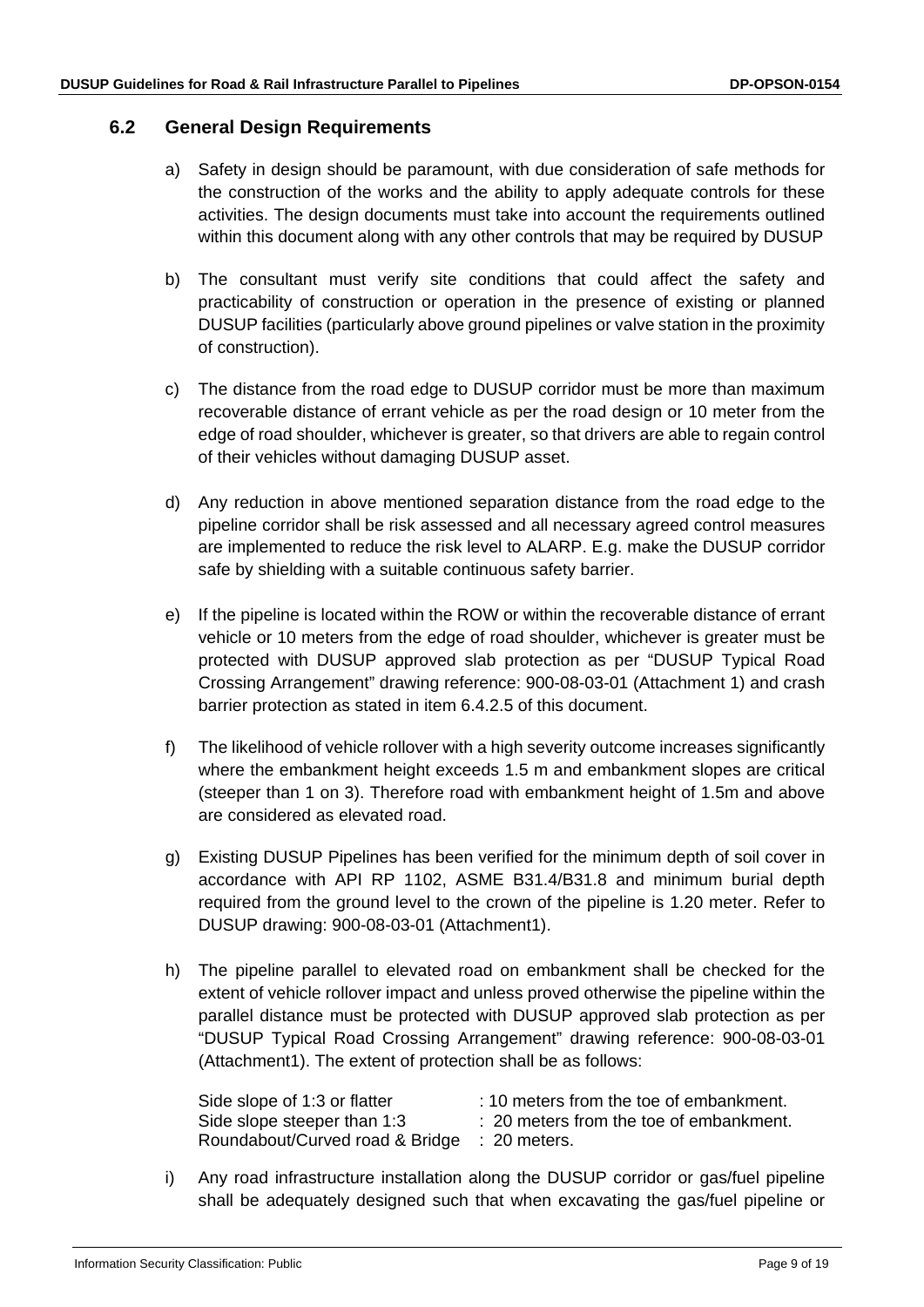## 6.2 General Design Requirements

a) Safety in design should be paramount, with due consideration of safe methods for the construction of the works and the ability to apply adequate controls for these activities. The design documents must take into account the requirements outlined within this document along with any other controls that may be required by DUSUP

b) The consultant must verify site conditions that could affect the safety and practicability of construction or operation in the presence of existing or planned DUSUP facilities (particularly above ground pipelines or valve station in the proximity of construction).

c) The distance from the road edge to DUSUP corridor must be more than maximum recoverable distance of errant vehicle as per the road design or 10 meter from the edge of road shoulder, whichever is greater, so that drivers are able to regain control of their vehicles without damaging DUSUP asset.

d) Any reduction in above mentioned separation distance from the road edge to the pipeline corridor shall be risk assessed and all necessary agreed control measures are implemented to reduce the risk level to ALARP. E.g. make the DUSUP corridor safe by shielding with a suitable continuous safety barrier.

e) If the pipeline is located within the ROW or within the recoverable distance of errant vehicle or 10 meters from the edge of road shoulder, whichever is greater must be protected with DUSUP approved slab protection as per "DUSUP Typical Road Crossing Arrangement" drawing reference: 900-08-03-01 (Attachment 1) and crash barrier protection as stated in item 6.4.2.5 of this document.

f) The likelihood of vehicle rollover with a high severity outcome increases significantly where the embankment height exceeds 1.5 m and embankment slopes are critical (steeper than 1 on 3). Therefore road with embankment height of 1.5m and above are considered as elevated road.

g) Existing DUSUP Pipelines has been verified for the minimum depth of soil cover in accordance with API RP 1102, ASME B31.4/B31.8 and minimum burial depth required from the ground level to the crown of the pipeline is 1.20 meter. Refer to DUSUP drawing: 900-08-03-01 (Attachment1).

h) The pipeline parallel to elevated road on embankment shall be checked for the extent of vehicle rollover impact and unless proved otherwise the pipeline within the parallel distance must be protected with DUSUP approved slab protection as per "DUSUP Typical Road Crossing Arrangement" drawing reference: 900-08-03-01 (Attachment1). The extent of protection shall be as follows:

   Side slope of 1:3 or flatter : 10 meters from the toe of embankment.
   Side slope steeper than 1:3 : 20 meters from the toe of embankment.
   Roundabout/Curved road & Bridge : 20 meters.

i) Any road infrastructure installation along the DUSUP corridor or gas/fuel pipeline shall be adequately designed such that when excavating the gas/fuel pipeline or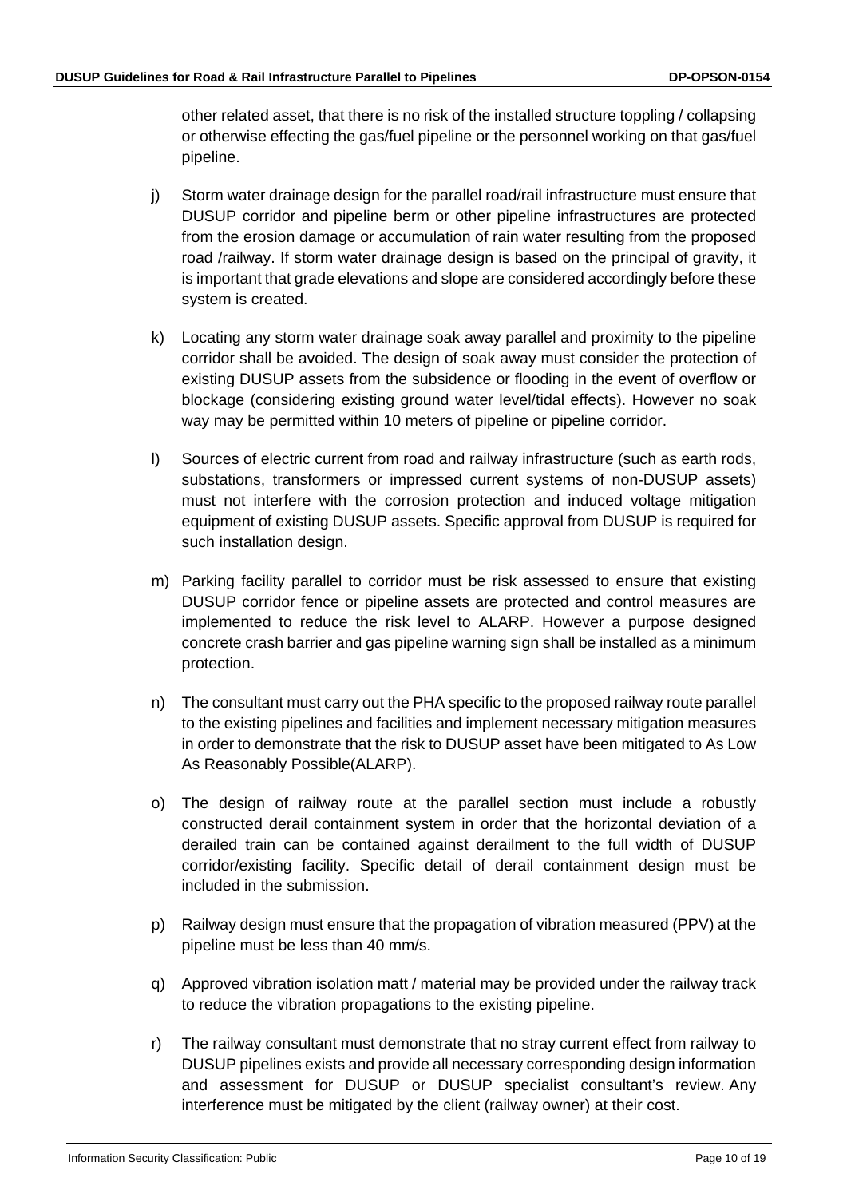other related asset, that there is no risk of the installed structure toppling / collapsing or otherwise effecting the gas/fuel pipeline or the personnel working on that gas/fuel pipeline.

j) Storm water drainage design for the parallel road/rail infrastructure must ensure that DUSUP corridor and pipeline berm or other pipeline infrastructures are protected from the erosion damage or accumulation of rain water resulting from the proposed road /railway. If storm water drainage design is based on the principal of gravity, it is important that grade elevations and slope are considered accordingly before these system is created.

k) Locating any storm water drainage soak away parallel and proximity to the pipeline corridor shall be avoided. The design of soak away must consider the protection of existing DUSUP assets from the subsidence or flooding in the event of overflow or blockage (considering existing ground water level/tidal effects). However no soak way may be permitted within 10 meters of pipeline or pipeline corridor.

l) Sources of electric current from road and railway infrastructure (such as earth rods, substations, transformers or impressed current systems of non-DUSUP assets) must not interfere with the corrosion protection and induced voltage mitigation equipment of existing DUSUP assets. Specific approval from DUSUP is required for such installation design.

m) Parking facility parallel to corridor must be risk assessed to ensure that existing DUSUP corridor fence or pipeline assets are protected and control measures are implemented to reduce the risk level to ALARP. However a purpose designed concrete crash barrier and gas pipeline warning sign shall be installed as a minimum protection.

n) The consultant must carry out the PHA specific to the proposed railway route parallel to the existing pipelines and facilities and implement necessary mitigation measures in order to demonstrate that the risk to DUSUP asset have been mitigated to As Low As Reasonably Possible(ALARP).

o) The design of railway route at the parallel section must include a robustly constructed derail containment system in order that the horizontal deviation of a derailed train can be contained against derailment to the full width of DUSUP corridor/existing facility. Specific detail of derail containment design must be included in the submission.

p) Railway design must ensure that the propagation of vibration measured (PPV) at the pipeline must be less than 40 mm/s.

q) Approved vibration isolation matt / material may be provided under the railway track to reduce the vibration propagations to the existing pipeline.

r) The railway consultant must demonstrate that no stray current effect from railway to DUSUP pipelines exists and provide all necessary corresponding design information and assessment for DUSUP or DUSUP specialist consultant's review. Any interference must be mitigated by the client (railway owner) at their cost.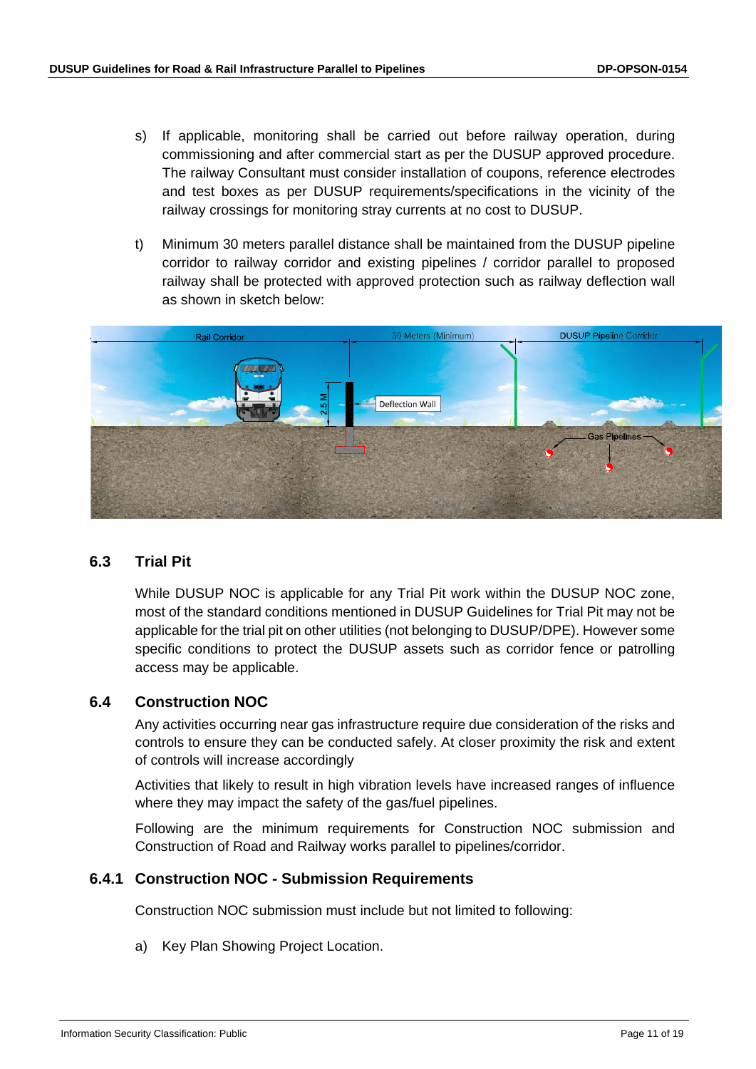s) If applicable, monitoring shall be carried out before railway operation, during commissioning and after commercial start as per the DUSUP approved procedure. The railway Consultant must consider installation of coupons, reference electrodes and test boxes as per DUSUP requirements/specifications in the vicinity of the railway crossings for monitoring stray currents at no cost to DUSUP.

t) Minimum 30 meters parallel distance shall be maintained from the DUSUP pipeline corridor to railway corridor and existing pipelines / corridor parallel to proposed railway shall be protected with approved protection such as railway deflection wall as shown in sketch below:

## 6.3 Trial Pit

While DUSUP NOC is applicable for any Trial Pit work within the DUSUP NOC zone, most of the standard conditions mentioned in DUSUP Guidelines for Trial Pit may not be applicable for the trial pit on other utilities (not belonging to DUSUP/DPE). However some specific conditions to protect the DUSUP assets such as corridor fence or patrolling access may be applicable.

## 6.4 Construction NOC

Any activities occurring near gas infrastructure require due consideration of the risks and controls to ensure they can be conducted safely. At closer proximity the risk and extent of controls will increase accordingly

Activities that likely to result in high vibration levels have increased ranges of influence where they may impact the safety of the gas/fuel pipelines.

Following are the minimum requirements for Construction NOC submission and Construction of Road and Railway works parallel to pipelines/corridor.

### 6.4.1 Construction NOC - Submission Requirements

Construction NOC submission must include but not limited to following:

a) Key Plan Showing Project Location.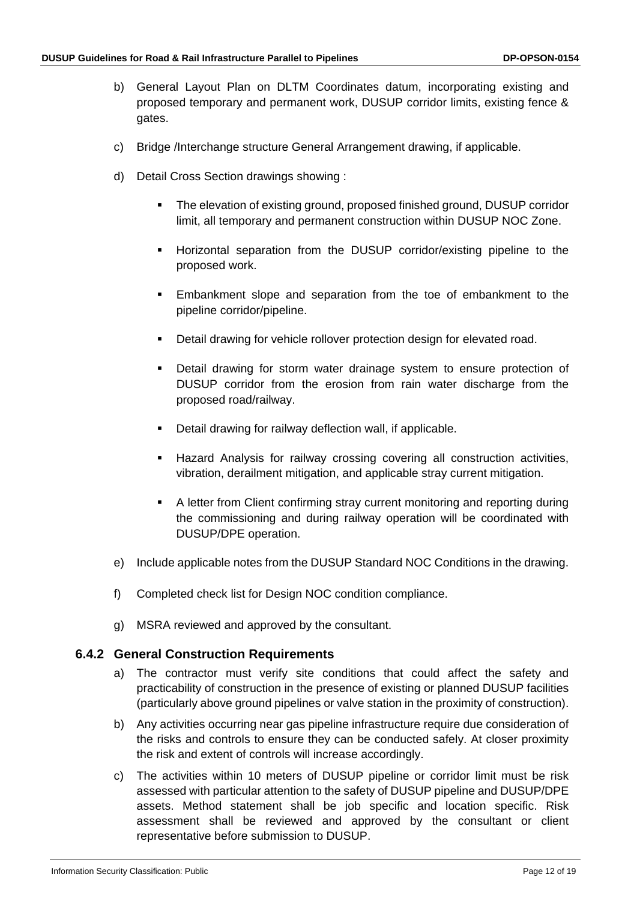b) General Layout Plan on DLTM Coordinates datum, incorporating existing and proposed temporary and permanent work, DUSUP corridor limits, existing fence & gates.

c) Bridge /Interchange structure General Arrangement drawing, if applicable.

d) Detail Cross Section drawings showing :

- The elevation of existing ground, proposed finished ground, DUSUP corridor limit, all temporary and permanent construction within DUSUP NOC Zone.
- Horizontal separation from the DUSUP corridor/existing pipeline to the proposed work.
- Embankment slope and separation from the toe of embankment to the pipeline corridor/pipeline.
- Detail drawing for vehicle rollover protection design for elevated road.
- Detail drawing for storm water drainage system to ensure protection of DUSUP corridor from the erosion from rain water discharge from the proposed road/railway.
- Detail drawing for railway deflection wall, if applicable.
- Hazard Analysis for railway crossing covering all construction activities, vibration, derailment mitigation, and applicable stray current mitigation.
- A letter from Client confirming stray current monitoring and reporting during the commissioning and during railway operation will be coordinated with DUSUP/DPE operation.

e) Include applicable notes from the DUSUP Standard NOC Conditions in the drawing.

f) Completed check list for Design NOC condition compliance.

g) MSRA reviewed and approved by the consultant.

### 6.4.2 General Construction Requirements

a) The contractor must verify site conditions that could affect the safety and practicability of construction in the presence of existing or planned DUSUP facilities (particularly above ground pipelines or valve station in the proximity of construction).

b) Any activities occurring near gas pipeline infrastructure require due consideration of the risks and controls to ensure they can be conducted safely. At closer proximity the risk and extent of controls will increase accordingly.

c) The activities within 10 meters of DUSUP pipeline or corridor limit must be risk assessed with particular attention to the safety of DUSUP pipeline and DUSUP/DPE assets. Method statement shall be job specific and location specific. Risk assessment shall be reviewed and approved by the consultant or client representative before submission to DUSUP.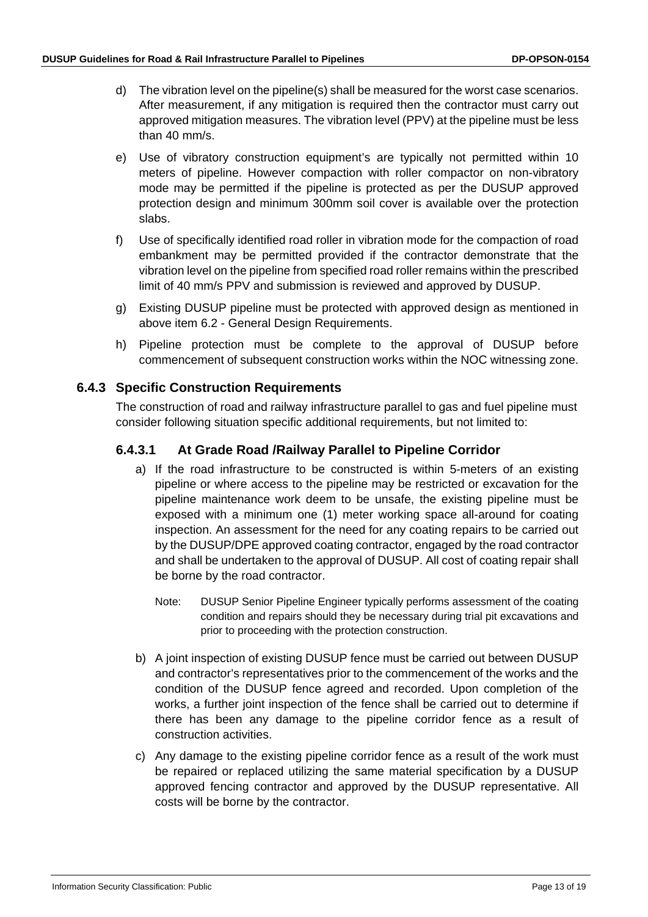d) The vibration level on the pipeline(s) shall be measured for the worst case scenarios. After measurement, if any mitigation is required then the contractor must carry out approved mitigation measures. The vibration level (PPV) at the pipeline must be less than 40 mm/s.

e) Use of vibratory construction equipment's are typically not permitted within 10 meters of pipeline. However compaction with roller compactor on non-vibratory mode may be permitted if the pipeline is protected as per the DUSUP approved protection design and minimum 300mm soil cover is available over the protection slabs.

f) Use of specifically identified road roller in vibration mode for the compaction of road embankment may be permitted provided if the contractor demonstrate that the vibration level on the pipeline from specified road roller remains within the prescribed limit of 40 mm/s PPV and submission is reviewed and approved by DUSUP.

g) Existing DUSUP pipeline must be protected with approved design as mentioned in above item 6.2 - General Design Requirements.

h) Pipeline protection must be complete to the approval of DUSUP before commencement of subsequent construction works within the NOC witnessing zone.

### 6.4.3 Specific Construction Requirements

The construction of road and railway infrastructure parallel to gas and fuel pipeline must consider following situation specific additional requirements, but not limited to:

#### 6.4.3.1 At Grade Road /Railway Parallel to Pipeline Corridor

a) If the road infrastructure to be constructed is within 5-meters of an existing pipeline or where access to the pipeline may be restricted or excavation for the pipeline maintenance work deem to be unsafe, the existing pipeline must be exposed with a minimum one (1) meter working space all-around for coating inspection. An assessment for the need for any coating repairs to be carried out by the DUSUP/DPE approved coating contractor, engaged by the road contractor and shall be undertaken to the approval of DUSUP. All cost of coating repair shall be borne by the road contractor.

   Note: DUSUP Senior Pipeline Engineer typically performs assessment of the coating condition and repairs should they be necessary during trial pit excavations and prior to proceeding with the protection construction.

b) A joint inspection of existing DUSUP fence must be carried out between DUSUP and contractor's representatives prior to the commencement of the works and the condition of the DUSUP fence agreed and recorded. Upon completion of the works, a further joint inspection of the fence shall be carried out to determine if there has been any damage to the pipeline corridor fence as a result of construction activities.

c) Any damage to the existing pipeline corridor fence as a result of the work must be repaired or replaced utilizing the same material specification by a DUSUP approved fencing contractor and approved by the DUSUP representative. All costs will be borne by the contractor.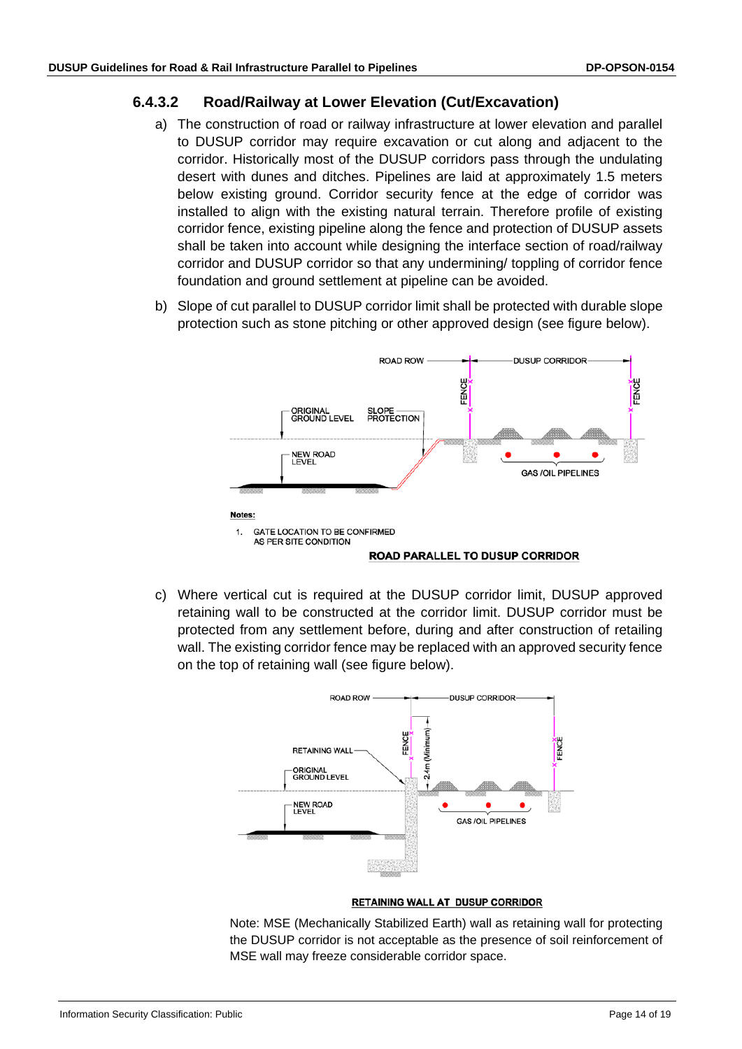#### 6.4.3.2 Road/Railway at Lower Elevation (Cut/Excavation)

a) The construction of road or railway infrastructure at lower elevation and parallel to DUSUP corridor may require excavation or cut along and adjacent to the corridor. Historically most of the DUSUP corridors pass through the undulating desert with dunes and ditches. Pipelines are laid at approximately 1.5 meters below existing ground. Corridor security fence at the edge of corridor was installed to align with the existing natural terrain. Therefore profile of existing corridor fence, existing pipeline along the fence and protection of DUSUP assets shall be taken into account while designing the interface section of road/railway corridor and DUSUP corridor so that any undermining/ toppling of corridor fence foundation and ground settlement at pipeline can be avoided.

b) Slope of cut parallel to DUSUP corridor limit shall be protected with durable slope protection such as stone pitching or other approved design (see figure below).

ROAD ROW | DUSUP CORRIDOR | FENCE | FENCE | ORIGINAL GROUND LEVEL | SLOPE PROTECTION | NEW ROAD LEVEL | GAS /OIL PIPELINES

**Notes:**

1. GATE LOCATION TO BE CONFIRMED AS PER SITE CONDITION

**ROAD PARALLEL TO DUSUP CORRIDOR**

c) Where vertical cut is required at the DUSUP corridor limit, DUSUP approved retaining wall to be constructed at the corridor limit. DUSUP corridor must be protected from any settlement before, during and after construction of retailing wall. The existing corridor fence may be replaced with an approved security fence on the top of retaining wall (see figure below).

ROAD ROW | DUSUP CORRIDOR | FENCE | FENCE | RETAINING WALL | 2.4m (Minimum) | ORIGINAL GROUND LEVEL | NEW ROAD LEVEL | GAS /OIL PIPELINES

**RETAINING WALL AT DUSUP CORRIDOR**

Note: MSE (Mechanically Stabilized Earth) wall as retaining wall for protecting the DUSUP corridor is not acceptable as the presence of soil reinforcement of MSE wall may freeze considerable corridor space.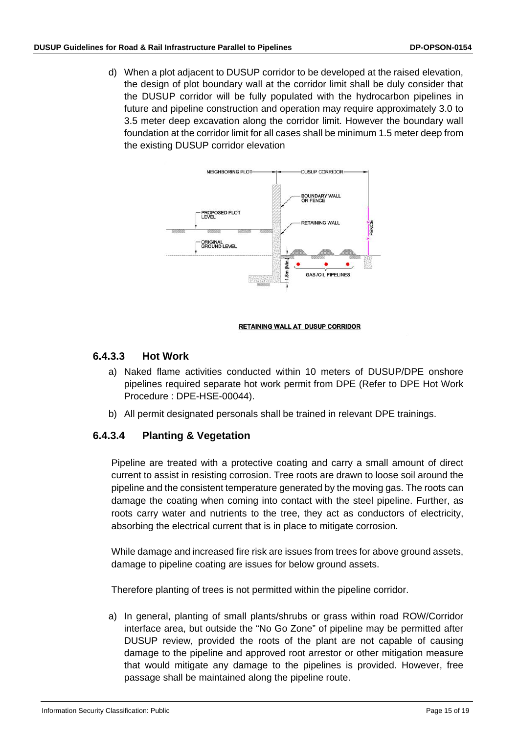d) When a plot adjacent to DUSUP corridor to be developed at the raised elevation, the design of plot boundary wall at the corridor limit shall be duly consider that the DUSUP corridor will be fully populated with the hydrocarbon pipelines in future and pipeline construction and operation may require approximately 3.0 to 3.5 meter deep excavation along the corridor limit. However the boundary wall foundation at the corridor limit for all cases shall be minimum 1.5 meter deep from the existing DUSUP corridor elevation

RETAINING WALL AT DUSUP CORRIDOR

### 6.4.3.3 Hot Work

a) Naked flame activities conducted within 10 meters of DUSUP/DPE onshore pipelines required separate hot work permit from DPE (Refer to DPE Hot Work Procedure : DPE-HSE-00044).

b) All permit designated personals shall be trained in relevant DPE trainings.

### 6.4.3.4 Planting & Vegetation

Pipeline are treated with a protective coating and carry a small amount of direct current to assist in resisting corrosion. Tree roots are drawn to loose soil around the pipeline and the consistent temperature generated by the moving gas. The roots can damage the coating when coming into contact with the steel pipeline. Further, as roots carry water and nutrients to the tree, they act as conductors of electricity, absorbing the electrical current that is in place to mitigate corrosion.

While damage and increased fire risk are issues from trees for above ground assets, damage to pipeline coating are issues for below ground assets.

Therefore planting of trees is not permitted within the pipeline corridor.

a) In general, planting of small plants/shrubs or grass within road ROW/Corridor interface area, but outside the "No Go Zone" of pipeline may be permitted after DUSUP review, provided the roots of the plant are not capable of causing damage to the pipeline and approved root arrestor or other mitigation measure that would mitigate any damage to the pipelines is provided. However, free passage shall be maintained along the pipeline route.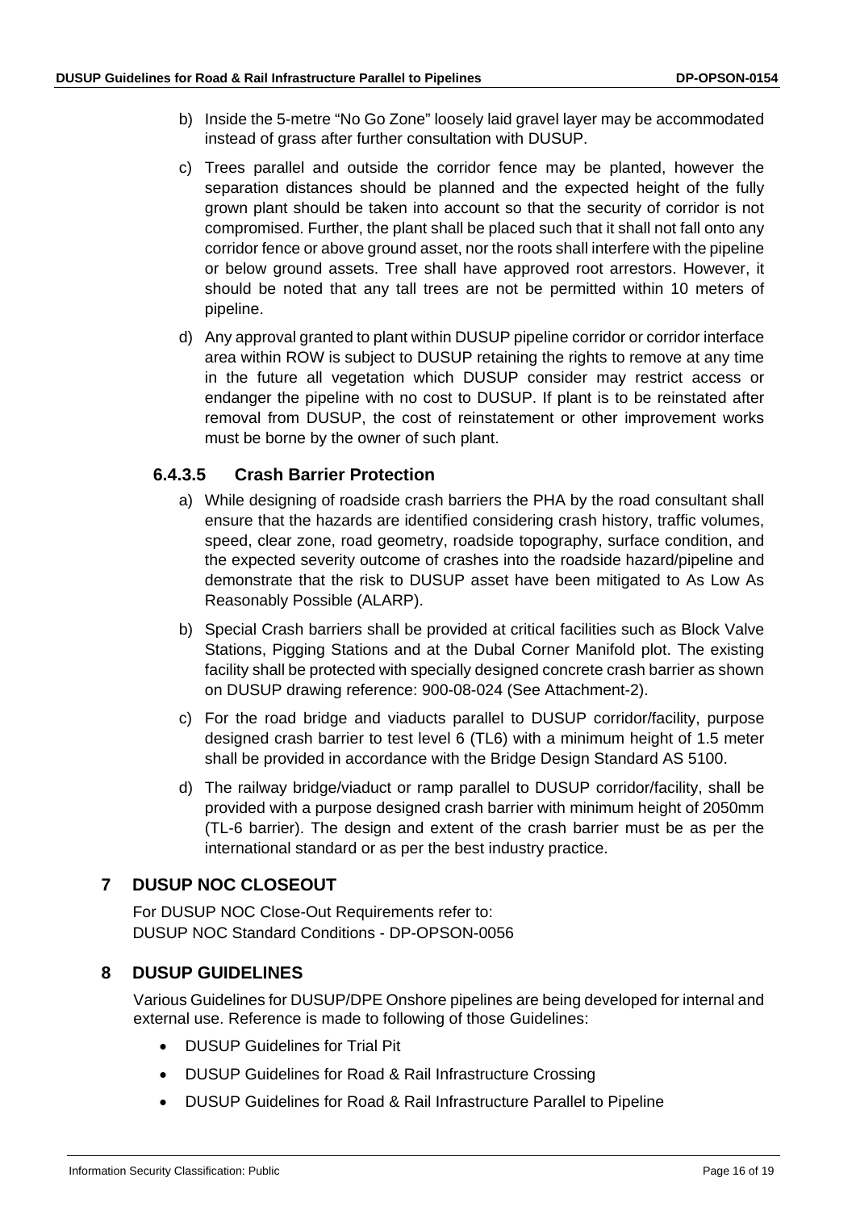b) Inside the 5-metre "No Go Zone" loosely laid gravel layer may be accommodated instead of grass after further consultation with DUSUP.

c) Trees parallel and outside the corridor fence may be planted, however the separation distances should be planned and the expected height of the fully grown plant should be taken into account so that the security of corridor is not compromised. Further, the plant shall be placed such that it shall not fall onto any corridor fence or above ground asset, nor the roots shall interfere with the pipeline or below ground assets. Tree shall have approved root arrestors. However, it should be noted that any tall trees are not be permitted within 10 meters of pipeline.

d) Any approval granted to plant within DUSUP pipeline corridor or corridor interface area within ROW is subject to DUSUP retaining the rights to remove at any time in the future all vegetation which DUSUP consider may restrict access or endanger the pipeline with no cost to DUSUP. If plant is to be reinstated after removal from DUSUP, the cost of reinstatement or other improvement works must be borne by the owner of such plant.

#### 6.4.3.5 Crash Barrier Protection

a) While designing of roadside crash barriers the PHA by the road consultant shall ensure that the hazards are identified considering crash history, traffic volumes, speed, clear zone, road geometry, roadside topography, surface condition, and the expected severity outcome of crashes into the roadside hazard/pipeline and demonstrate that the risk to DUSUP asset have been mitigated to As Low As Reasonably Possible (ALARP).

b) Special Crash barriers shall be provided at critical facilities such as Block Valve Stations, Pigging Stations and at the Dubal Corner Manifold plot. The existing facility shall be protected with specially designed concrete crash barrier as shown on DUSUP drawing reference: 900-08-024 (See Attachment-2).

c) For the road bridge and viaducts parallel to DUSUP corridor/facility, purpose designed crash barrier to test level 6 (TL6) with a minimum height of 1.5 meter shall be provided in accordance with the Bridge Design Standard AS 5100.

d) The railway bridge/viaduct or ramp parallel to DUSUP corridor/facility, shall be provided with a purpose designed crash barrier with minimum height of 2050mm (TL-6 barrier). The design and extent of the crash barrier must be as per the international standard or as per the best industry practice.

# 7 DUSUP NOC CLOSEOUT

For DUSUP NOC Close-Out Requirements refer to:
DUSUP NOC Standard Conditions - DP-OPSON-0056

# 8 DUSUP GUIDELINES

Various Guidelines for DUSUP/DPE Onshore pipelines are being developed for internal and external use. Reference is made to following of those Guidelines:

- DUSUP Guidelines for Trial Pit
- DUSUP Guidelines for Road & Rail Infrastructure Crossing
- DUSUP Guidelines for Road & Rail Infrastructure Parallel to Pipeline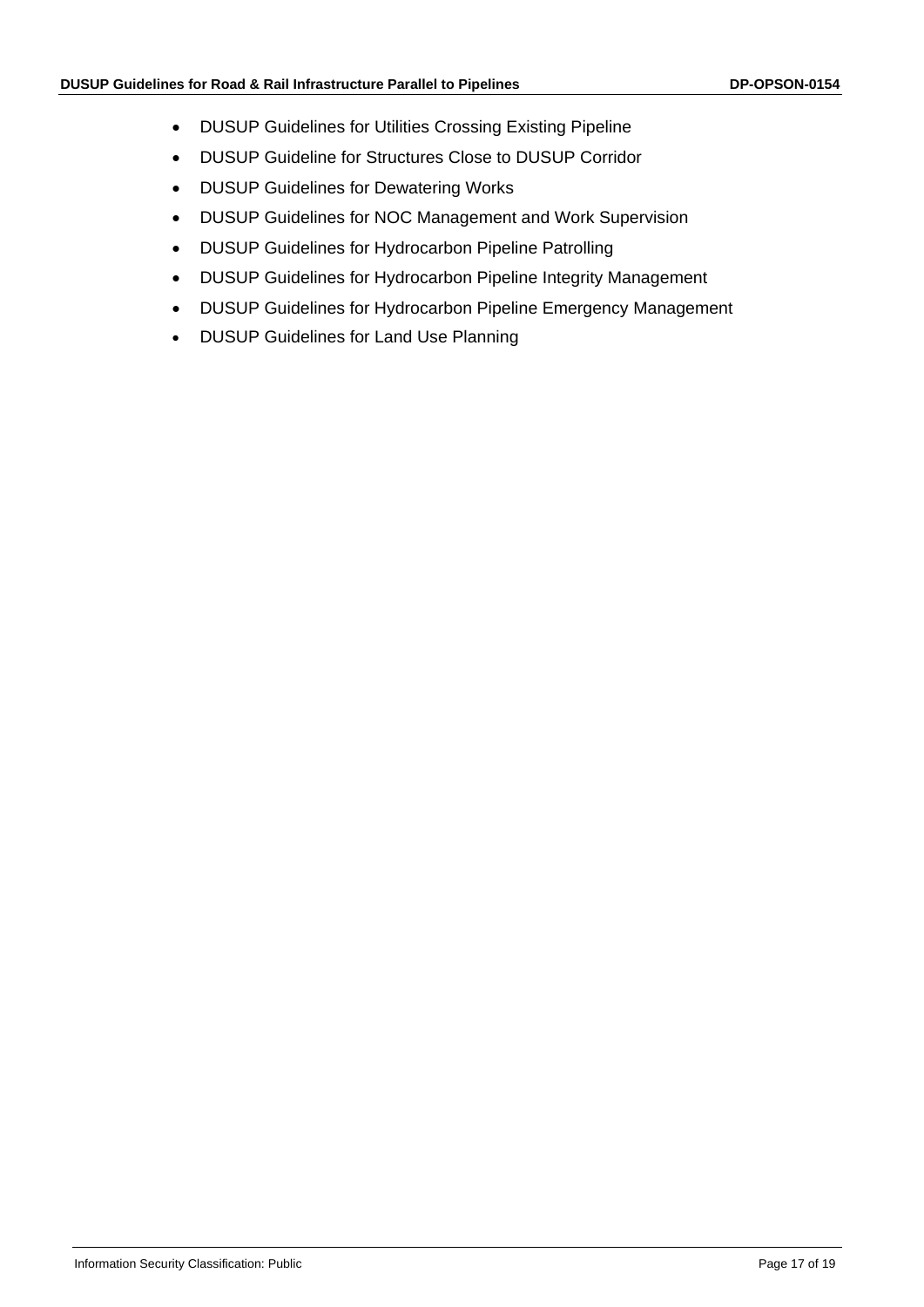- DUSUP Guidelines for Utilities Crossing Existing Pipeline
- DUSUP Guideline for Structures Close to DUSUP Corridor
- DUSUP Guidelines for Dewatering Works
- DUSUP Guidelines for NOC Management and Work Supervision
- DUSUP Guidelines for Hydrocarbon Pipeline Patrolling
- DUSUP Guidelines for Hydrocarbon Pipeline Integrity Management
- DUSUP Guidelines for Hydrocarbon Pipeline Emergency Management
- DUSUP Guidelines for Land Use Planning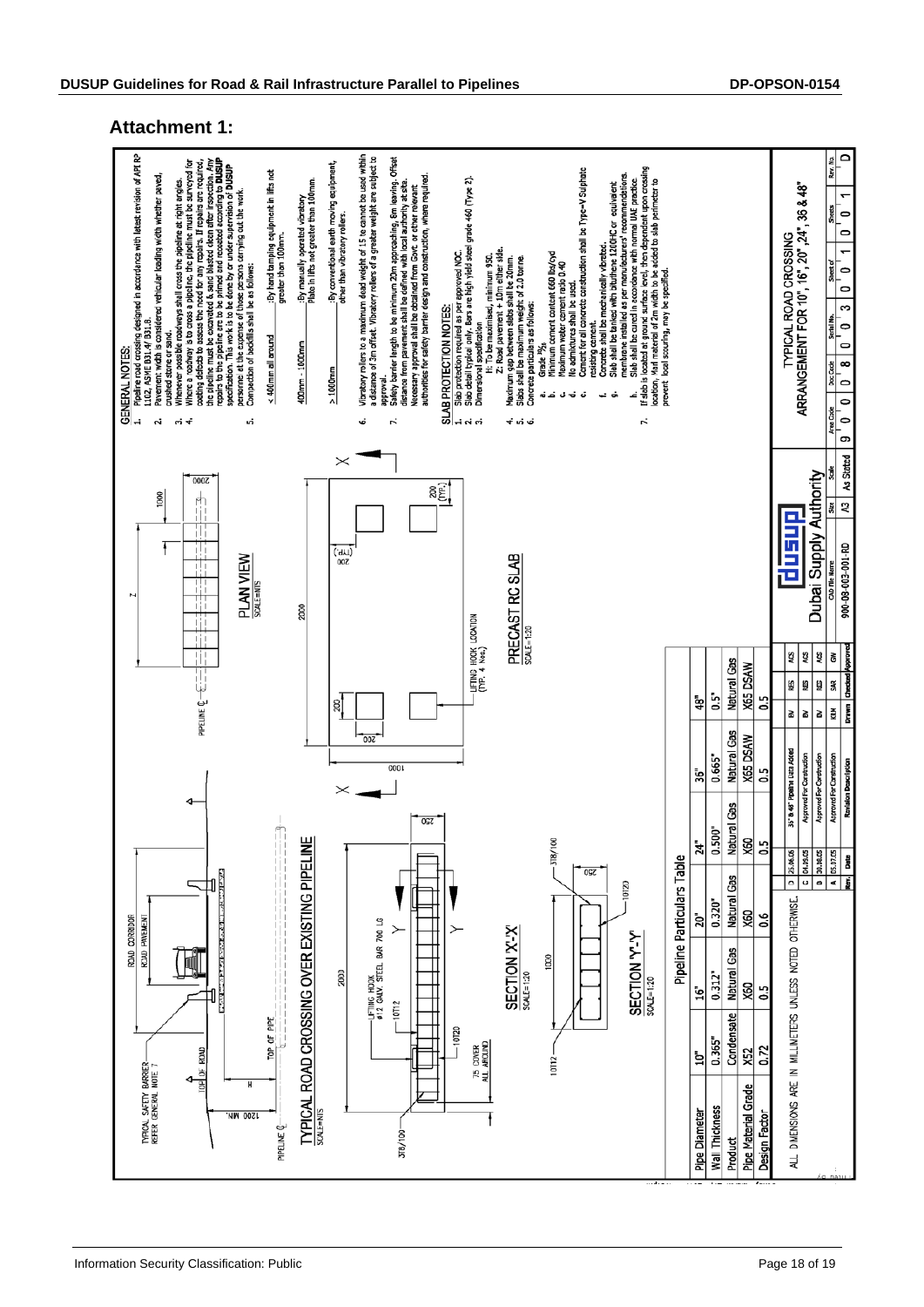## Attachment 1:

### GENERAL NOTES:

1. Pipeline road crossing designed in accordance with latest revision of API RP 1102, ASME B31.4/ B31.8.
2. Pavement width is considered vehicular loading width whether paved, crushed stone or sand.
3. Whenever possible roadways shall cross the pipeline at right angles.
4. Where a roadway is to cross a pipeline, the pipeline must be surveyed for coating defects to assess the need for any repairs. If repairs are required, the pipeline must be excavated & sand blasted clean after inspection. Any repairs to the pipeline are to be primed and recoated according to DUSUP specification. This work is to be done by or under supervision of DUSUP personnel at the expense of those persons carrying out the work.
5. Compaction of backfills shall be as follows:

| | |
|---|---|
| ≤ 400mm all around | :By hand tamping equipment in lifts not greater than 100mm. |
| 400mm - 1000mm | :By manually operated vibratory Plate in lifts not greater than 100mm. |
| > 1000mm | :By conventional earth moving equipment, other than vibratory rollers. |

6. Vibratory rollers to a maximum dead weight of 1.5 te cannot be used within a distance of 3m offset. Vibratory rollers of a greater weight are subject to approval.
7. Safety barrier length to be minimum 20m approaching, 6m leaving. Offset distance from pavement shall be defined with local authority at site. Necessary approval shall be obtained from Govt. or other relevant authorities for safety barrier design and construction, where required.

### SLAB PROTECTION NOTES:

1. Slab protection required as per approved NOC.
2. Slab detail typical only. Bars are high yield steel grade 460 (Type 2).
3. Dimensional specification
   H: To be maximised, minimum 950.
   Z: Road pavement + 10m either side.
4. Maximum gap between slabs shall be 20mm.
5. Slabs shall be maximum weight of 2.0 tonne.
6. Concrete particulars as follows:
   a. Grade 35/20
   b. Minimum cement content 660 lbs/cyd
   c. Maximum water cement ratio 0.40
   d. No admixtures shall be used.
   e. Cement for all concrete construction shall be Type-V Sulphate resisting cement.
   f. Concrete shall be mechanically vibrated.
   g. Slab shall be tanked with bituthene 1200HC or equivalent membrane installed as per manufacturers' recommendations.
   h. Slab shall be cured in accordance with normal UAE practice.
7. If slab is located at ground surface level, then dependent upon crossing location, Marl material of 2m width to be added to slab perimeter to prevent local scouring, may be specified.

### TYPICAL ROAD CROSSING OVER EXISTING PIPELINE
SCALE=NTS

TYPICAL SAFETY BARRIER REFER GENERAL NOTE 7; ROAD CORRIDOR; ROAD PAVEMENT; TOP OF ROAD; TOP OF PIPE; 1200 MIN.; H; PIPELINE ℄

### SECTION 'X-X'
SCALE=1:20

LIFTING HOOK ø12 GALV. STEEL BAR 700 LG; 2000; 10T12; 10T20; 75 COVER ALL AROUND; 3T8/100; 250

### SECTION 'Y-Y'
SCALE=1:20

1000; 10T20; 10T12; 3T8/100; 250

### PLAN VIEW
SCALE=NTS

PIPELINE ℄; Z; 1000; 2000; 200

### PRECAST RC SLAB
SCALE=1:20

LIFTING HOOK LOCATION (TYP. 4 Nos.); 200 (TYP.); 2000; 1000; 200

### Pipeline Particulars Table

| Pipe Diameter | 10" | 16" | 20" | 24" | 36" | 48" |
|---|---|---|---|---|---|---|
| Wall Thickness | 0.365" | 0.312" | 0.320" | 0.500" | 0.665" | 0.5" |
| Product | Condensate | Natural Gas | Natural Gas | Natural Gas | Natural Gas | Natural Gas |
| Pipe Material Grade | X52 | X60 | X60 | X60 | X65 DSAW | X65 DSAW |
| Design Factor | 0.72 | 0.5 | 0.6 | 0.5 | 0.5 | 0.5 |

ALL DIMENSIONS ARE IN MILLIMETERS UNLESS NOTED OTHERWISE.

| Rev. | Date | Revision Description | Drawn | Checked | Approved |
|---|---|---|---|---|---|
| D | 25.06.05 | 36" & 48" Pipeline Data Added | BV | RES | ACS |
| C | 04.06.05 | Approved For Construction | BV | RES | ACS |
| B | 30.06.05 | Approved For Construction | BV | RES | ACS |
| A | 05.07.05 | Approved For Construction | KEM | SAR | GW |

Dubai Supply Authority

TYPICAL ROAD CROSSING ARRANGEMENT FOR 10", 16", 20", 24", 36" & 48"

| CAD File Name | Size | Scale | Area Code | Doc Code | Serial No. | Sheet of | Sheets | Rev. No. |
|---|---|---|---|---|---|---|---|---|
| 900-08-003-001-RD | A3 | As Stated | 9 0 | 0 8 | 0 0 3 | 0 0 1 | 0 0 1 | D |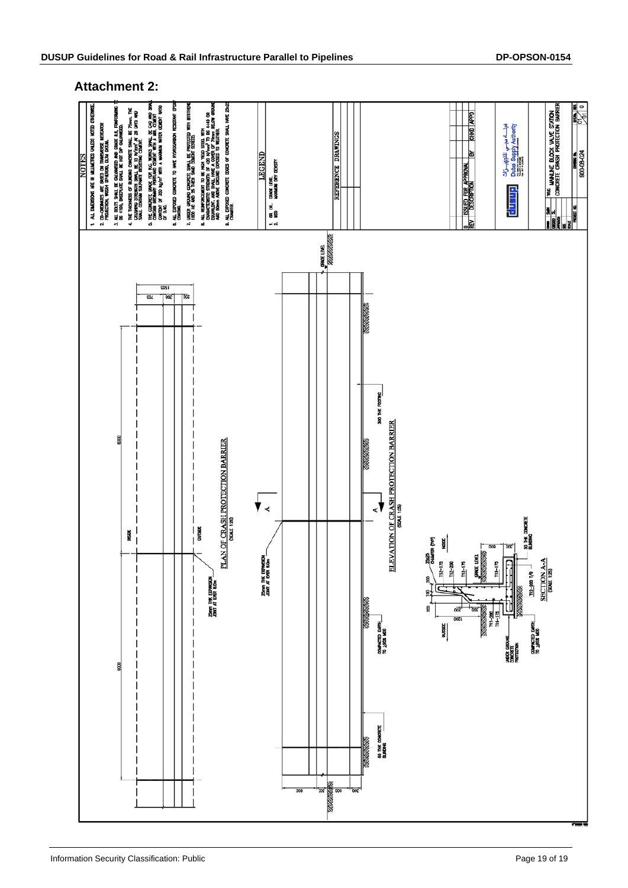## Attachment 2:

NOTES

1. ALL DIMENSIONS ARE IN MILLIMETRES UNLESS NOTED OTHERWISE.
2. CO-ORDINATES ARE BASED ON TRANSVERSE MERCATOR PROJECTION, WGS84 SPHEROID, DLTM DATUM.
3. ALL BOLTS SHALL BE GALVANISED AND GRADE 8.8, CONFORMING TO BS 4190, BASEPLATE SHALL BE HOT DIP GALVANISED.
4. THE THICKNESS OF BLINDING CONCRETE SHALL BE 75mm. THE CRUSHING STRENGTH SHALL BE 13 N/mm² AT 28 DAYS AND SHALL CONTAIN SULPHATE RESISTING CEMENT.
5. THE CONCRETE GRADE FOR R.C. WORKS SHALL BE C40 AND SHALL CONTAIN ORDINARY PORTLAND CEMENT WITH A MIN. CEMENT CONTENT OF 330 kg/m³ WITH A MAXIMUM WATER CEMENT RATIO OF 0.40.
6. ALL EXPOSED CONCRETE TO HAVE HYDROCARBON RESISTANT EPOXY COATING.
7. UNDER GROUND CONCRETE SHALL BE PROTECTED WITH BITUTHENE 1000 HC AND 25 THICK SAND CEMENT SCREED.
8. ALL REINFORCEMENT TO BE HIGH YIELD STEEL WITH CHARACTERISTIC STRENGTH OF 460 N/mm² TO 4449 OR EQUIVALENT, AND SHALL HAVE A COVER OF 75mm BELOW GROUND AND 50mm ABOVE GROUND AND EXPOSED TO WEATHER.
9. ALL EXPOSED CONCRETE EDGES OF CONCRETE SHALL HAVE 25x25 CHAMFER.

LEGEND

1. GR LVL GRADE LEVEL
2. MDD MAXIMUM DRY DENSITY

REFERENCE DRAWINGS

| REV | DESCRIPTION | BY | CHKD | APPD |
|---|---|---|---|---|
| 0 | ISSUED FOR APPROVAL | | | |

Dubai Supply Authority

TITLE: MAINLINE BLOCK VALVE STATION CONCRETE CRASH PROTECTION BARRIER

DRAWING No. 900-08-024 SHEET 01 OF 01 REV. 0

PLAN OF CRASH PROTECTION BARRIER (SCALE 1:20)

INSIDE
OUTSIDE
6000
6000
1500
700
300
500
25mm THK EXPANSION JOINT AT EVERY 6.0m

ELEVATION OF CRASH PROTECTION BARRIER (SCALE 1:25)

GRADE LEVEL
300 THK FOOTING
25mm THK EXPANSION JOINT AT EVER 6.0m
COMPACTED EARTH TO 95% MDD
50 THK CONCRETE BLINDING
A
A
900
600
300
300

SECTION A-A (SCALE 1:25)

OUTSIDE
INSIDE
25x25 CHAMFER (TYP)
T12-175
T12-200
T12-175
GRADE LEVEL
T12-200
T12-175
T12-175
T12-200 T/B
UNDER GROUND CONCRETE PROTECTION
COMPACTED EARTH TO 95% MDD
50 THK CONCRETE BLINDING
200
100
300
1200
600
300